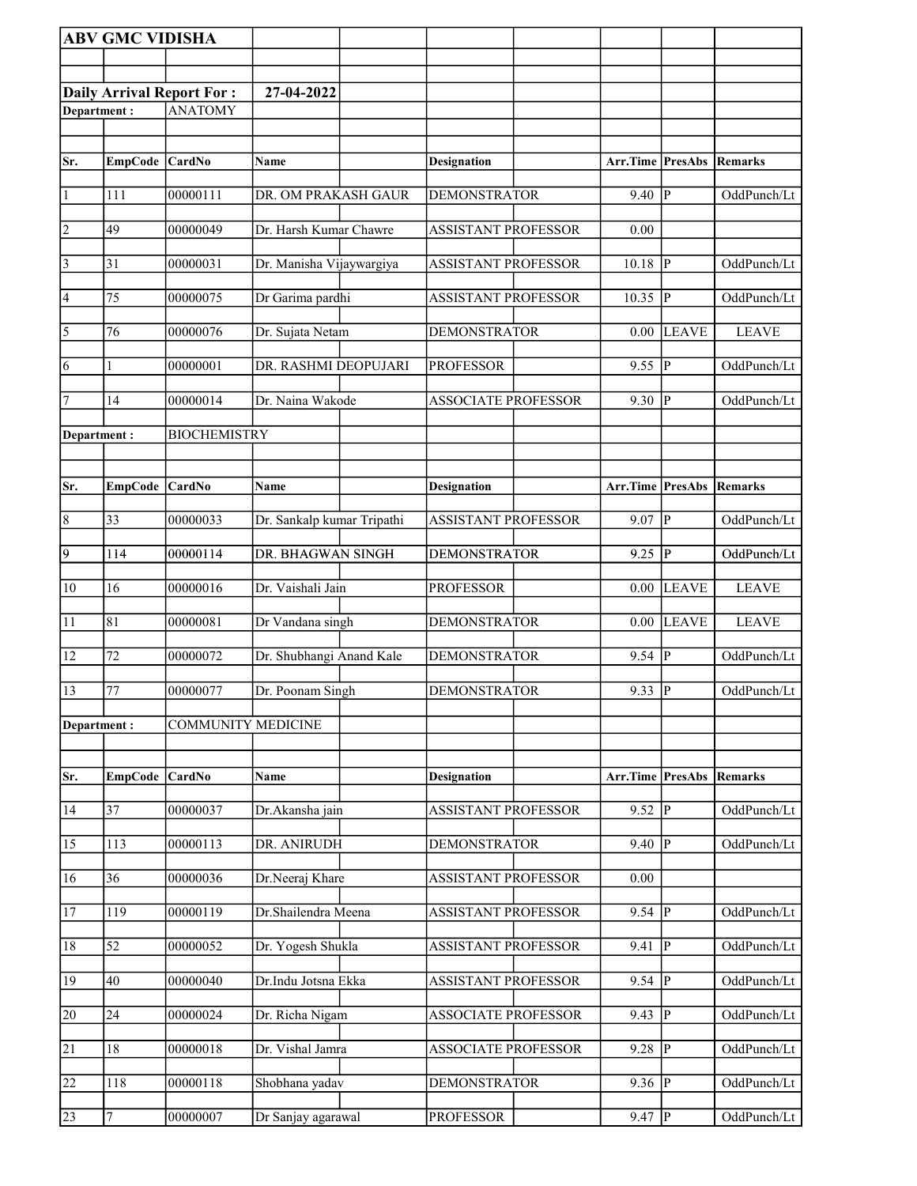**ABV GMC VIDISHA**

**Daily Arrival Report For :** **27-04-2022**

**Department :** ANATOMY

| Sr. | EmpCode | CardNo | Name | Designation | Arr.Time | PresAbs | Remarks |
|---|---|---|---|---|---|---|---|
| 1 | 111 | 00000111 | DR. OM PRAKASH GAUR | DEMONSTRATOR | 9.40 | P | OddPunch/Lt |
| 2 | 49 | 00000049 | Dr. Harsh Kumar Chawre | ASSISTANT PROFESSOR | 0.00 | | |
| 3 | 31 | 00000031 | Dr. Manisha Vijaywargiya | ASSISTANT PROFESSOR | 10.18 | P | OddPunch/Lt |
| 4 | 75 | 00000075 | Dr Garima pardhi | ASSISTANT PROFESSOR | 10.35 | P | OddPunch/Lt |
| 5 | 76 | 00000076 | Dr. Sujata Netam | DEMONSTRATOR | 0.00 | LEAVE | LEAVE |
| 6 | 1 | 00000001 | DR. RASHMI DEOPUJARI | PROFESSOR | 9.55 | P | OddPunch/Lt |
| 7 | 14 | 00000014 | Dr. Naina Wakode | ASSOCIATE PROFESSOR | 9.30 | P | OddPunch/Lt |

**Department :** BIOCHEMISTRY

| Sr. | EmpCode | CardNo | Name | Designation | Arr.Time | PresAbs | Remarks |
|---|---|---|---|---|---|---|---|
| 8 | 33 | 00000033 | Dr. Sankalp kumar Tripathi | ASSISTANT PROFESSOR | 9.07 | P | OddPunch/Lt |
| 9 | 114 | 00000114 | DR. BHAGWAN SINGH | DEMONSTRATOR | 9.25 | P | OddPunch/Lt |
| 10 | 16 | 00000016 | Dr. Vaishali Jain | PROFESSOR | 0.00 | LEAVE | LEAVE |
| 11 | 81 | 00000081 | Dr Vandana singh | DEMONSTRATOR | 0.00 | LEAVE | LEAVE |
| 12 | 72 | 00000072 | Dr. Shubhangi Anand Kale | DEMONSTRATOR | 9.54 | P | OddPunch/Lt |
| 13 | 77 | 00000077 | Dr. Poonam Singh | DEMONSTRATOR | 9.33 | P | OddPunch/Lt |

**Department :** COMMUNITY MEDICINE

| Sr. | EmpCode | CardNo | Name | Designation | Arr.Time | PresAbs | Remarks |
|---|---|---|---|---|---|---|---|
| 14 | 37 | 00000037 | Dr.Akansha jain | ASSISTANT PROFESSOR | 9.52 | P | OddPunch/Lt |
| 15 | 113 | 00000113 | DR. ANIRUDH | DEMONSTRATOR | 9.40 | P | OddPunch/Lt |
| 16 | 36 | 00000036 | Dr.Neeraj Khare | ASSISTANT PROFESSOR | 0.00 | | |
| 17 | 119 | 00000119 | Dr.Shailendra Meena | ASSISTANT PROFESSOR | 9.54 | P | OddPunch/Lt |
| 18 | 52 | 00000052 | Dr. Yogesh Shukla | ASSISTANT PROFESSOR | 9.41 | P | OddPunch/Lt |
| 19 | 40 | 00000040 | Dr.Indu Jotsna Ekka | ASSISTANT PROFESSOR | 9.54 | P | OddPunch/Lt |
| 20 | 24 | 00000024 | Dr. Richa Nigam | ASSOCIATE PROFESSOR | 9.43 | P | OddPunch/Lt |
| 21 | 18 | 00000018 | Dr. Vishal Jamra | ASSOCIATE PROFESSOR | 9.28 | P | OddPunch/Lt |
| 22 | 118 | 00000118 | Shobhana yadav | DEMONSTRATOR | 9.36 | P | OddPunch/Lt |
| 23 | 7 | 00000007 | Dr Sanjay agarawal | PROFESSOR | 9.47 | P | OddPunch/Lt |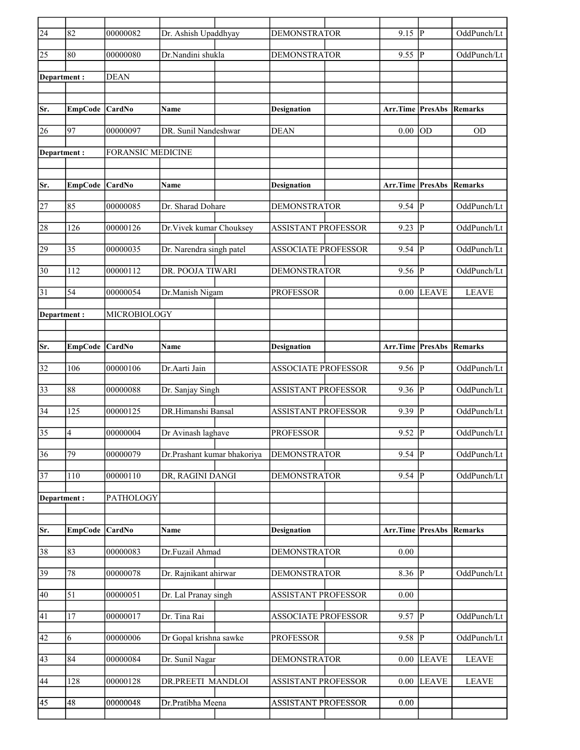| Sr. | EmpCode | CardNo | Name | Designation | Arr.Time | PresAbs | Remarks |
|---|---|---|---|---|---|---|---|
| 24 | 82 | 00000082 | Dr. Ashish Upaddhyay | DEMONSTRATOR | 9.15 | P | OddPunch/Lt |
| 25 | 80 | 00000080 | Dr.Nandini shukla | DEMONSTRATOR | 9.55 | P | OddPunch/Lt |

Department : DEAN

| Sr. | EmpCode | CardNo | Name | Designation | Arr.Time | PresAbs | Remarks |
|---|---|---|---|---|---|---|---|
| 26 | 97 | 00000097 | DR. Sunil Nandeshwar | DEAN | 0.00 | OD | OD |

Department : FORANSIC MEDICINE

| Sr. | EmpCode | CardNo | Name | Designation | Arr.Time | PresAbs | Remarks |
|---|---|---|---|---|---|---|---|
| 27 | 85 | 00000085 | Dr. Sharad Dohare | DEMONSTRATOR | 9.54 | P | OddPunch/Lt |
| 28 | 126 | 00000126 | Dr.Vivek kumar Chouksey | ASSISTANT PROFESSOR | 9.23 | P | OddPunch/Lt |
| 29 | 35 | 00000035 | Dr. Narendra singh patel | ASSOCIATE PROFESSOR | 9.54 | P | OddPunch/Lt |
| 30 | 112 | 00000112 | DR. POOJA TIWARI | DEMONSTRATOR | 9.56 | P | OddPunch/Lt |
| 31 | 54 | 00000054 | Dr.Manish Nigam | PROFESSOR | 0.00 | LEAVE | LEAVE |

Department : MICROBIOLOGY

| Sr. | EmpCode | CardNo | Name | Designation | Arr.Time | PresAbs | Remarks |
|---|---|---|---|---|---|---|---|
| 32 | 106 | 00000106 | Dr.Aarti Jain | ASSOCIATE PROFESSOR | 9.56 | P | OddPunch/Lt |
| 33 | 88 | 00000088 | Dr. Sanjay Singh | ASSISTANT PROFESSOR | 9.36 | P | OddPunch/Lt |
| 34 | 125 | 00000125 | DR.Himanshi Bansal | ASSISTANT PROFESSOR | 9.39 | P | OddPunch/Lt |
| 35 | 4 | 00000004 | Dr Avinash laghave | PROFESSOR | 9.52 | P | OddPunch/Lt |
| 36 | 79 | 00000079 | Dr.Prashant kumar bhakoriya | DEMONSTRATOR | 9.54 | P | OddPunch/Lt |
| 37 | 110 | 00000110 | DR, RAGINI DANGI | DEMONSTRATOR | 9.54 | P | OddPunch/Lt |

Department : PATHOLOGY

| Sr. | EmpCode | CardNo | Name | Designation | Arr.Time | PresAbs | Remarks |
|---|---|---|---|---|---|---|---|
| 38 | 83 | 00000083 | Dr.Fuzail Ahmad | DEMONSTRATOR | 0.00 | | |
| 39 | 78 | 00000078 | Dr. Rajnikant ahirwar | DEMONSTRATOR | 8.36 | P | OddPunch/Lt |
| 40 | 51 | 00000051 | Dr. Lal Pranay singh | ASSISTANT PROFESSOR | 0.00 | | |
| 41 | 17 | 00000017 | Dr. Tina Rai | ASSOCIATE PROFESSOR | 9.57 | P | OddPunch/Lt |
| 42 | 6 | 00000006 | Dr Gopal krishna sawke | PROFESSOR | 9.58 | P | OddPunch/Lt |
| 43 | 84 | 00000084 | Dr. Sunil Nagar | DEMONSTRATOR | 0.00 | LEAVE | LEAVE |
| 44 | 128 | 00000128 | DR.PREETI MANDLOI | ASSISTANT PROFESSOR | 0.00 | LEAVE | LEAVE |
| 45 | 48 | 00000048 | Dr.Pratibha Meena | ASSISTANT PROFESSOR | 0.00 | | |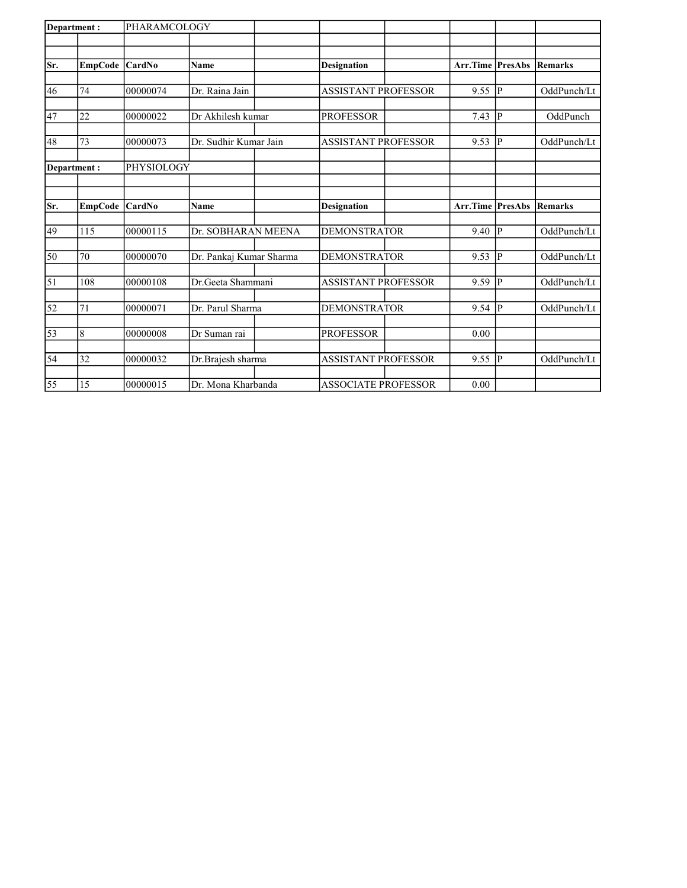| Department : | PHARAMCOLOGY | | | | | | |
|---|---|---|---|---|---|---|---|
| **Sr.** | **EmpCode** | **CardNo** | **Name** | **Designation** | **Arr.Time** | **PresAbs** | **Remarks** |
| 46 | 74 | 00000074 | Dr. Raina Jain | ASSISTANT PROFESSOR | 9.55 | P | OddPunch/Lt |
| 47 | 22 | 00000022 | Dr Akhilesh kumar | PROFESSOR | 7.43 | P | OddPunch |
| 48 | 73 | 00000073 | Dr. Sudhir Kumar Jain | ASSISTANT PROFESSOR | 9.53 | P | OddPunch/Lt |

| Department : | PHYSIOLOGY | | | | | | |
|---|---|---|---|---|---|---|---|
| **Sr.** | **EmpCode** | **CardNo** | **Name** | **Designation** | **Arr.Time** | **PresAbs** | **Remarks** |
| 49 | 115 | 00000115 | Dr. SOBHARAN MEENA | DEMONSTRATOR | 9.40 | P | OddPunch/Lt |
| 50 | 70 | 00000070 | Dr. Pankaj Kumar Sharma | DEMONSTRATOR | 9.53 | P | OddPunch/Lt |
| 51 | 108 | 00000108 | Dr.Geeta Shammani | ASSISTANT PROFESSOR | 9.59 | P | OddPunch/Lt |
| 52 | 71 | 00000071 | Dr. Parul Sharma | DEMONSTRATOR | 9.54 | P | OddPunch/Lt |
| 53 | 8 | 00000008 | Dr Suman rai | PROFESSOR | 0.00 | | |
| 54 | 32 | 00000032 | Dr.Brajesh sharma | ASSISTANT PROFESSOR | 9.55 | P | OddPunch/Lt |
| 55 | 15 | 00000015 | Dr. Mona Kharbanda | ASSOCIATE PROFESSOR | 0.00 | | |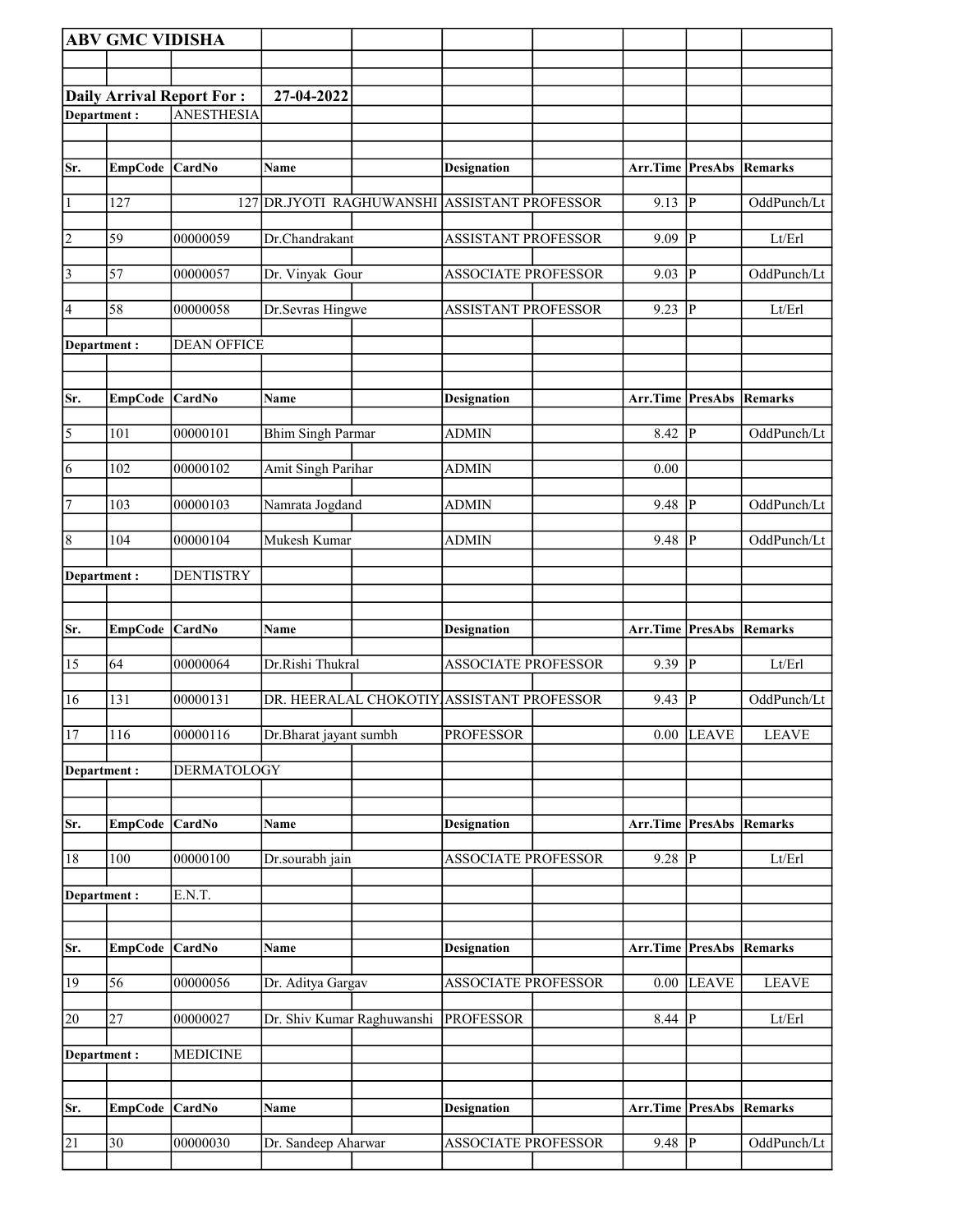**ABV GMC VIDISHA**

**Daily Arrival Report For :** **27-04-2022**

**Department :** ANESTHESIA

| Sr. | EmpCode | CardNo | Name | Designation | Arr.Time | PresAbs | Remarks |
|---|---|---|---|---|---|---|---|
| 1 | 127 | 127 | DR.JYOTI RAGHUWANSHI | ASSISTANT PROFESSOR | 9.13 | P | OddPunch/Lt |
| 2 | 59 | 00000059 | Dr.Chandrakant | ASSISTANT PROFESSOR | 9.09 | P | Lt/Erl |
| 3 | 57 | 00000057 | Dr. Vinyak Gour | ASSOCIATE PROFESSOR | 9.03 | P | OddPunch/Lt |
| 4 | 58 | 00000058 | Dr.Sevras Hingwe | ASSISTANT PROFESSOR | 9.23 | P | Lt/Erl |

**Department :** DEAN OFFICE

| Sr. | EmpCode | CardNo | Name | Designation | Arr.Time | PresAbs | Remarks |
|---|---|---|---|---|---|---|---|
| 5 | 101 | 00000101 | Bhim Singh Parmar | ADMIN | 8.42 | P | OddPunch/Lt |
| 6 | 102 | 00000102 | Amit Singh Parihar | ADMIN | 0.00 | | |
| 7 | 103 | 00000103 | Namrata Jogdand | ADMIN | 9.48 | P | OddPunch/Lt |
| 8 | 104 | 00000104 | Mukesh Kumar | ADMIN | 9.48 | P | OddPunch/Lt |

**Department :** DENTISTRY

| Sr. | EmpCode | CardNo | Name | Designation | Arr.Time | PresAbs | Remarks |
|---|---|---|---|---|---|---|---|
| 15 | 64 | 00000064 | Dr.Rishi Thukral | ASSOCIATE PROFESSOR | 9.39 | P | Lt/Erl |
| 16 | 131 | 00000131 | DR. HEERALAL CHOKOTIY | ASSISTANT PROFESSOR | 9.43 | P | OddPunch/Lt |
| 17 | 116 | 00000116 | Dr.Bharat jayant sumbh | PROFESSOR | 0.00 | LEAVE | LEAVE |

**Department :** DERMATOLOGY

| Sr. | EmpCode | CardNo | Name | Designation | Arr.Time | PresAbs | Remarks |
|---|---|---|---|---|---|---|---|
| 18 | 100 | 00000100 | Dr.sourabh jain | ASSOCIATE PROFESSOR | 9.28 | P | Lt/Erl |

**Department :** E.N.T.

| Sr. | EmpCode | CardNo | Name | Designation | Arr.Time | PresAbs | Remarks |
|---|---|---|---|---|---|---|---|
| 19 | 56 | 00000056 | Dr. Aditya Gargav | ASSOCIATE PROFESSOR | 0.00 | LEAVE | LEAVE |
| 20 | 27 | 00000027 | Dr. Shiv Kumar Raghuwanshi | PROFESSOR | 8.44 | P | Lt/Erl |

**Department :** MEDICINE

| Sr. | EmpCode | CardNo | Name | Designation | Arr.Time | PresAbs | Remarks |
|---|---|---|---|---|---|---|---|
| 21 | 30 | 00000030 | Dr. Sandeep Aharwar | ASSOCIATE PROFESSOR | 9.48 | P | OddPunch/Lt |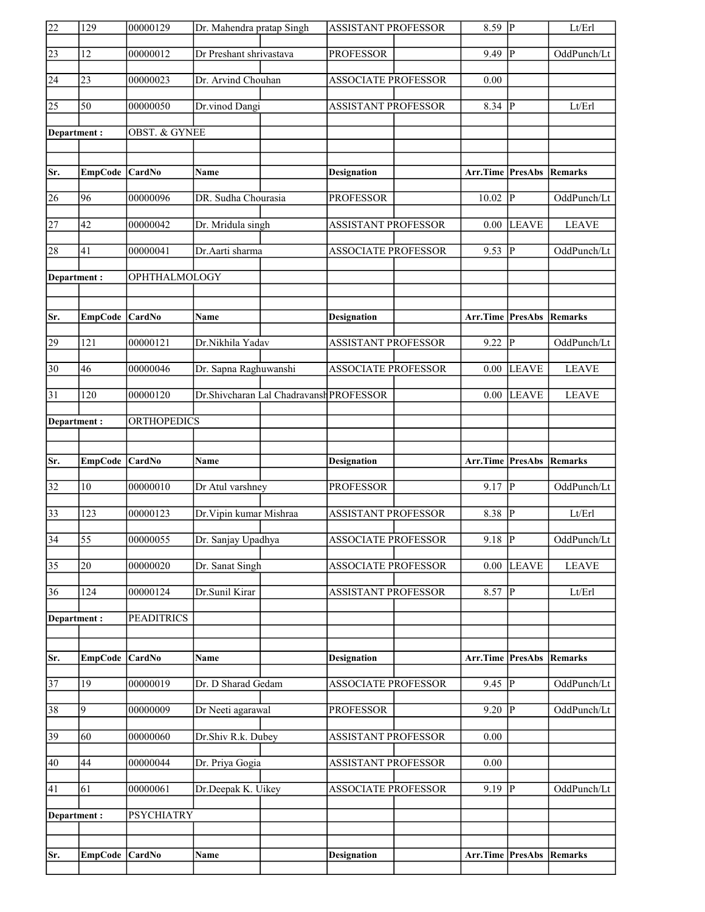| Sr. | EmpCode | CardNo | Name | Designation | Arr.Time | PresAbs | Remarks |
|---|---|---|---|---|---|---|---|
| 22 | 129 | 00000129 | Dr. Mahendra pratap Singh | ASSISTANT PROFESSOR | 8.59 | P | Lt/Erl |
| 23 | 12 | 00000012 | Dr Preshant shrivastava | PROFESSOR | 9.49 | P | OddPunch/Lt |
| 24 | 23 | 00000023 | Dr. Arvind Chouhan | ASSOCIATE PROFESSOR | 0.00 | | |
| 25 | 50 | 00000050 | Dr.vinod Dangi | ASSISTANT PROFESSOR | 8.34 | P | Lt/Erl |

Department : OBST. & GYNEE

| Sr. | EmpCode | CardNo | Name | Designation | Arr.Time | PresAbs | Remarks |
|---|---|---|---|---|---|---|---|
| 26 | 96 | 00000096 | DR. Sudha Chourasia | PROFESSOR | 10.02 | P | OddPunch/Lt |
| 27 | 42 | 00000042 | Dr. Mridula singh | ASSISTANT PROFESSOR | 0.00 | LEAVE | LEAVE |
| 28 | 41 | 00000041 | Dr.Aarti sharma | ASSOCIATE PROFESSOR | 9.53 | P | OddPunch/Lt |

Department : OPHTHALMOLOGY

| Sr. | EmpCode | CardNo | Name | Designation | Arr.Time | PresAbs | Remarks |
|---|---|---|---|---|---|---|---|
| 29 | 121 | 00000121 | Dr.Nikhila Yadav | ASSISTANT PROFESSOR | 9.22 | P | OddPunch/Lt |
| 30 | 46 | 00000046 | Dr. Sapna Raghuwanshi | ASSOCIATE PROFESSOR | 0.00 | LEAVE | LEAVE |
| 31 | 120 | 00000120 | Dr.Shivcharan Lal Chadravansh | PROFESSOR | 0.00 | LEAVE | LEAVE |

Department : ORTHOPEDICS

| Sr. | EmpCode | CardNo | Name | Designation | Arr.Time | PresAbs | Remarks |
|---|---|---|---|---|---|---|---|
| 32 | 10 | 00000010 | Dr Atul varshney | PROFESSOR | 9.17 | P | OddPunch/Lt |
| 33 | 123 | 00000123 | Dr.Vipin kumar Mishraa | ASSISTANT PROFESSOR | 8.38 | P | Lt/Erl |
| 34 | 55 | 00000055 | Dr. Sanjay Upadhya | ASSOCIATE PROFESSOR | 9.18 | P | OddPunch/Lt |
| 35 | 20 | 00000020 | Dr. Sanat Singh | ASSOCIATE PROFESSOR | 0.00 | LEAVE | LEAVE |
| 36 | 124 | 00000124 | Dr.Sunil Kirar | ASSISTANT PROFESSOR | 8.57 | P | Lt/Erl |

Department : PEADITRICS

| Sr. | EmpCode | CardNo | Name | Designation | Arr.Time | PresAbs | Remarks |
|---|---|---|---|---|---|---|---|
| 37 | 19 | 00000019 | Dr. D Sharad Gedam | ASSOCIATE PROFESSOR | 9.45 | P | OddPunch/Lt |
| 38 | 9 | 00000009 | Dr Neeti agarawal | PROFESSOR | 9.20 | P | OddPunch/Lt |
| 39 | 60 | 00000060 | Dr.Shiv R.k. Dubey | ASSISTANT PROFESSOR | 0.00 | | |
| 40 | 44 | 00000044 | Dr. Priya Gogia | ASSISTANT PROFESSOR | 0.00 | | |
| 41 | 61 | 00000061 | Dr.Deepak K. Uikey | ASSOCIATE PROFESSOR | 9.19 | P | OddPunch/Lt |

Department : PSYCHIATRY

| Sr. | EmpCode | CardNo | Name | Designation | Arr.Time | PresAbs | Remarks |
|---|---|---|---|---|---|---|---|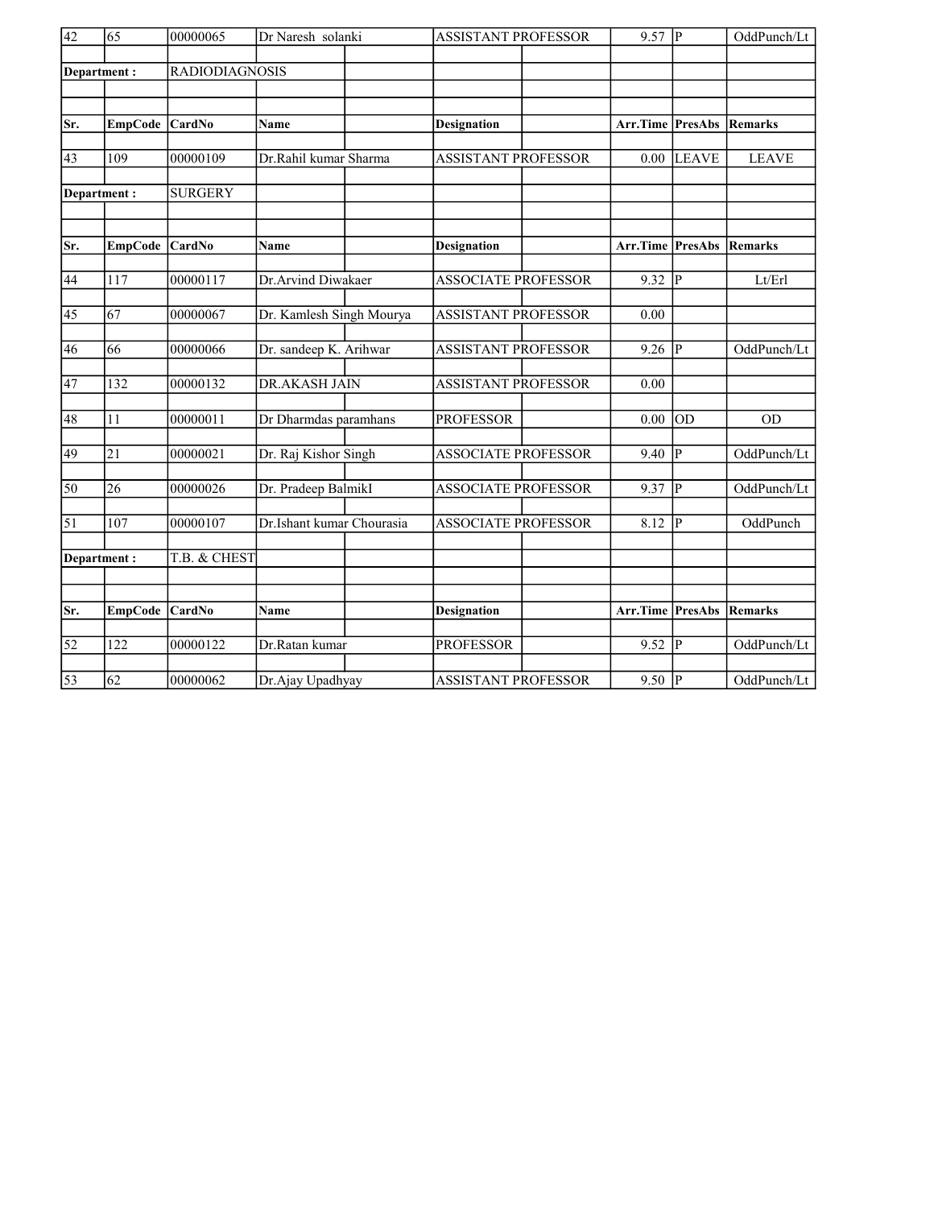| Sr. | EmpCode | CardNo | Name | Designation | Arr.Time | PresAbs | Remarks |
|---|---|---|---|---|---|---|---|
| 42 | 65 | 00000065 | Dr Naresh solanki | ASSISTANT PROFESSOR | 9.57 | P | OddPunch/Lt |
| **Department :** | | RADIODIAGNOSIS | | | | | |
| **Sr.** | **EmpCode** | **CardNo** | **Name** | **Designation** | **Arr.Time** | **PresAbs** | **Remarks** |
| 43 | 109 | 00000109 | Dr.Rahil kumar Sharma | ASSISTANT PROFESSOR | 0.00 | LEAVE | LEAVE |
| **Department :** | | SURGERY | | | | | |
| **Sr.** | **EmpCode** | **CardNo** | **Name** | **Designation** | **Arr.Time** | **PresAbs** | **Remarks** |
| 44 | 117 | 00000117 | Dr.Arvind Diwakaer | ASSOCIATE PROFESSOR | 9.32 | P | Lt/Erl |
| 45 | 67 | 00000067 | Dr. Kamlesh Singh Mourya | ASSISTANT PROFESSOR | 0.00 | | |
| 46 | 66 | 00000066 | Dr. sandeep K. Arihwar | ASSISTANT PROFESSOR | 9.26 | P | OddPunch/Lt |
| 47 | 132 | 00000132 | DR.AKASH JAIN | ASSISTANT PROFESSOR | 0.00 | | |
| 48 | 11 | 00000011 | Dr Dharmdas paramhans | PROFESSOR | 0.00 | OD | OD |
| 49 | 21 | 00000021 | Dr. Raj Kishor Singh | ASSOCIATE PROFESSOR | 9.40 | P | OddPunch/Lt |
| 50 | 26 | 00000026 | Dr. Pradeep BalmikI | ASSOCIATE PROFESSOR | 9.37 | P | OddPunch/Lt |
| 51 | 107 | 00000107 | Dr.Ishant kumar Chourasia | ASSOCIATE PROFESSOR | 8.12 | P | OddPunch |
| **Department :** | | T.B. & CHEST | | | | | |
| **Sr.** | **EmpCode** | **CardNo** | **Name** | **Designation** | **Arr.Time** | **PresAbs** | **Remarks** |
| 52 | 122 | 00000122 | Dr.Ratan kumar | PROFESSOR | 9.52 | P | OddPunch/Lt |
| 53 | 62 | 00000062 | Dr.Ajay Upadhyay | ASSISTANT PROFESSOR | 9.50 | P | OddPunch/Lt |